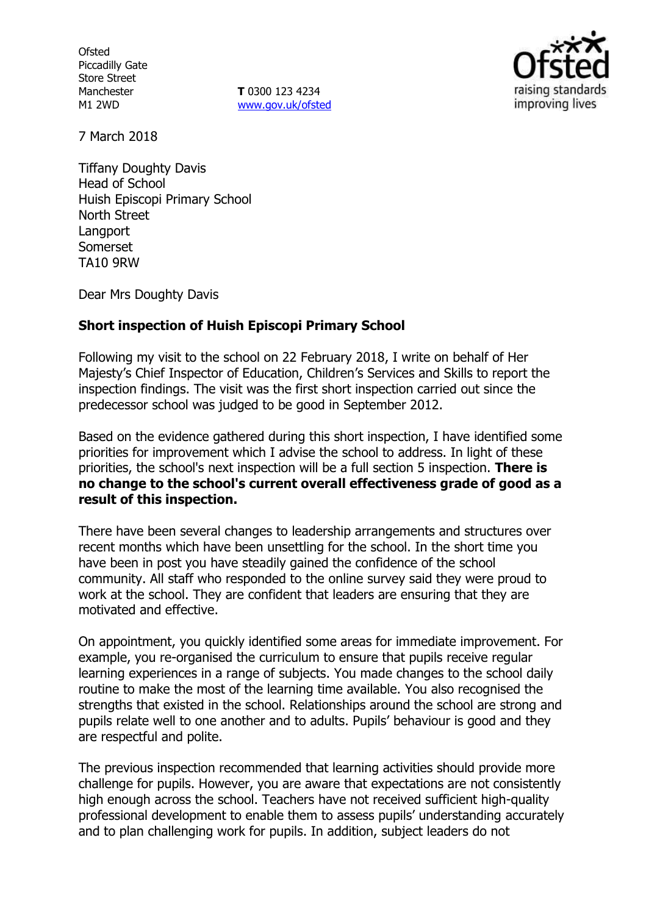Ofsted
Piccadilly Gate
Store Street
Manchester
M1 2WD

**T** 0300 123 4234
www.gov.uk/ofsted

7 March 2018

Tiffany Doughty Davis
Head of School
Huish Episcopi Primary School
North Street
Langport
Somerset
TA10 9RW

Dear Mrs Doughty Davis

**Short inspection of Huish Episcopi Primary School**

Following my visit to the school on 22 February 2018, I write on behalf of Her Majesty's Chief Inspector of Education, Children's Services and Skills to report the inspection findings. The visit was the first short inspection carried out since the predecessor school was judged to be good in September 2012.

Based on the evidence gathered during this short inspection, I have identified some priorities for improvement which I advise the school to address. In light of these priorities, the school's next inspection will be a full section 5 inspection. **There is no change to the school's current overall effectiveness grade of good as a result of this inspection.**

There have been several changes to leadership arrangements and structures over recent months which have been unsettling for the school. In the short time you have been in post you have steadily gained the confidence of the school community. All staff who responded to the online survey said they were proud to work at the school. They are confident that leaders are ensuring that they are motivated and effective.

On appointment, you quickly identified some areas for immediate improvement. For example, you re-organised the curriculum to ensure that pupils receive regular learning experiences in a range of subjects. You made changes to the school daily routine to make the most of the learning time available. You also recognised the strengths that existed in the school. Relationships around the school are strong and pupils relate well to one another and to adults. Pupils' behaviour is good and they are respectful and polite.

The previous inspection recommended that learning activities should provide more challenge for pupils. However, you are aware that expectations are not consistently high enough across the school. Teachers have not received sufficient high-quality professional development to enable them to assess pupils' understanding accurately and to plan challenging work for pupils. In addition, subject leaders do not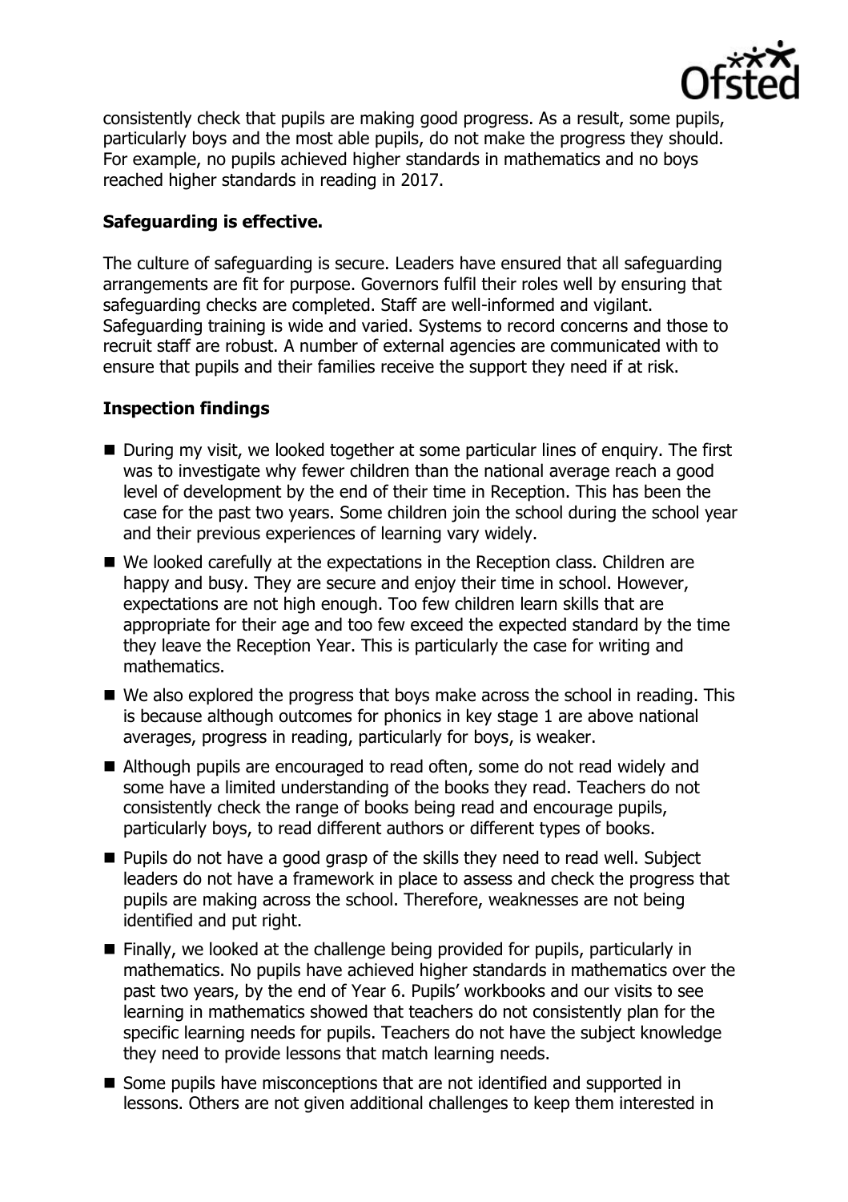consistently check that pupils are making good progress. As a result, some pupils, particularly boys and the most able pupils, do not make the progress they should. For example, no pupils achieved higher standards in mathematics and no boys reached higher standards in reading in 2017.

**Safeguarding is effective.**

The culture of safeguarding is secure. Leaders have ensured that all safeguarding arrangements are fit for purpose. Governors fulfil their roles well by ensuring that safeguarding checks are completed. Staff are well-informed and vigilant. Safeguarding training is wide and varied. Systems to record concerns and those to recruit staff are robust. A number of external agencies are communicated with to ensure that pupils and their families receive the support they need if at risk.

**Inspection findings**

- During my visit, we looked together at some particular lines of enquiry. The first was to investigate why fewer children than the national average reach a good level of development by the end of their time in Reception. This has been the case for the past two years. Some children join the school during the school year and their previous experiences of learning vary widely.
- We looked carefully at the expectations in the Reception class. Children are happy and busy. They are secure and enjoy their time in school. However, expectations are not high enough. Too few children learn skills that are appropriate for their age and too few exceed the expected standard by the time they leave the Reception Year. This is particularly the case for writing and mathematics.
- We also explored the progress that boys make across the school in reading. This is because although outcomes for phonics in key stage 1 are above national averages, progress in reading, particularly for boys, is weaker.
- Although pupils are encouraged to read often, some do not read widely and some have a limited understanding of the books they read. Teachers do not consistently check the range of books being read and encourage pupils, particularly boys, to read different authors or different types of books.
- Pupils do not have a good grasp of the skills they need to read well. Subject leaders do not have a framework in place to assess and check the progress that pupils are making across the school. Therefore, weaknesses are not being identified and put right.
- Finally, we looked at the challenge being provided for pupils, particularly in mathematics. No pupils have achieved higher standards in mathematics over the past two years, by the end of Year 6. Pupils' workbooks and our visits to see learning in mathematics showed that teachers do not consistently plan for the specific learning needs for pupils. Teachers do not have the subject knowledge they need to provide lessons that match learning needs.
- Some pupils have misconceptions that are not identified and supported in lessons. Others are not given additional challenges to keep them interested in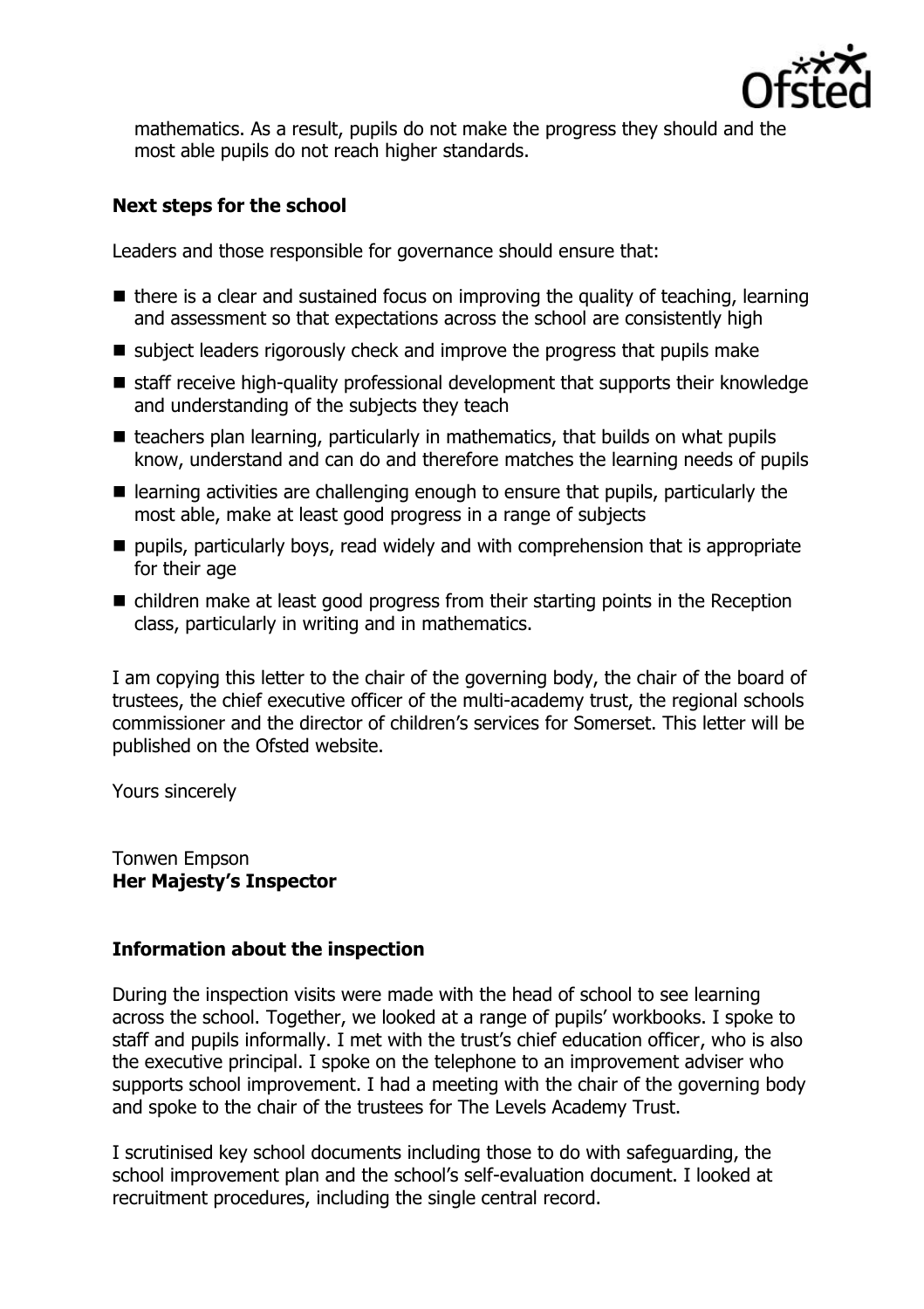mathematics. As a result, pupils do not make the progress they should and the most able pupils do not reach higher standards.

**Next steps for the school**

Leaders and those responsible for governance should ensure that:

- there is a clear and sustained focus on improving the quality of teaching, learning and assessment so that expectations across the school are consistently high
- subject leaders rigorously check and improve the progress that pupils make
- staff receive high-quality professional development that supports their knowledge and understanding of the subjects they teach
- teachers plan learning, particularly in mathematics, that builds on what pupils know, understand and can do and therefore matches the learning needs of pupils
- learning activities are challenging enough to ensure that pupils, particularly the most able, make at least good progress in a range of subjects
- pupils, particularly boys, read widely and with comprehension that is appropriate for their age
- children make at least good progress from their starting points in the Reception class, particularly in writing and in mathematics.

I am copying this letter to the chair of the governing body, the chair of the board of trustees, the chief executive officer of the multi-academy trust, the regional schools commissioner and the director of children's services for Somerset. This letter will be published on the Ofsted website.

Yours sincerely

Tonwen Empson
**Her Majesty's Inspector**

**Information about the inspection**

During the inspection visits were made with the head of school to see learning across the school. Together, we looked at a range of pupils' workbooks. I spoke to staff and pupils informally. I met with the trust's chief education officer, who is also the executive principal. I spoke on the telephone to an improvement adviser who supports school improvement. I had a meeting with the chair of the governing body and spoke to the chair of the trustees for The Levels Academy Trust.

I scrutinised key school documents including those to do with safeguarding, the school improvement plan and the school's self-evaluation document. I looked at recruitment procedures, including the single central record.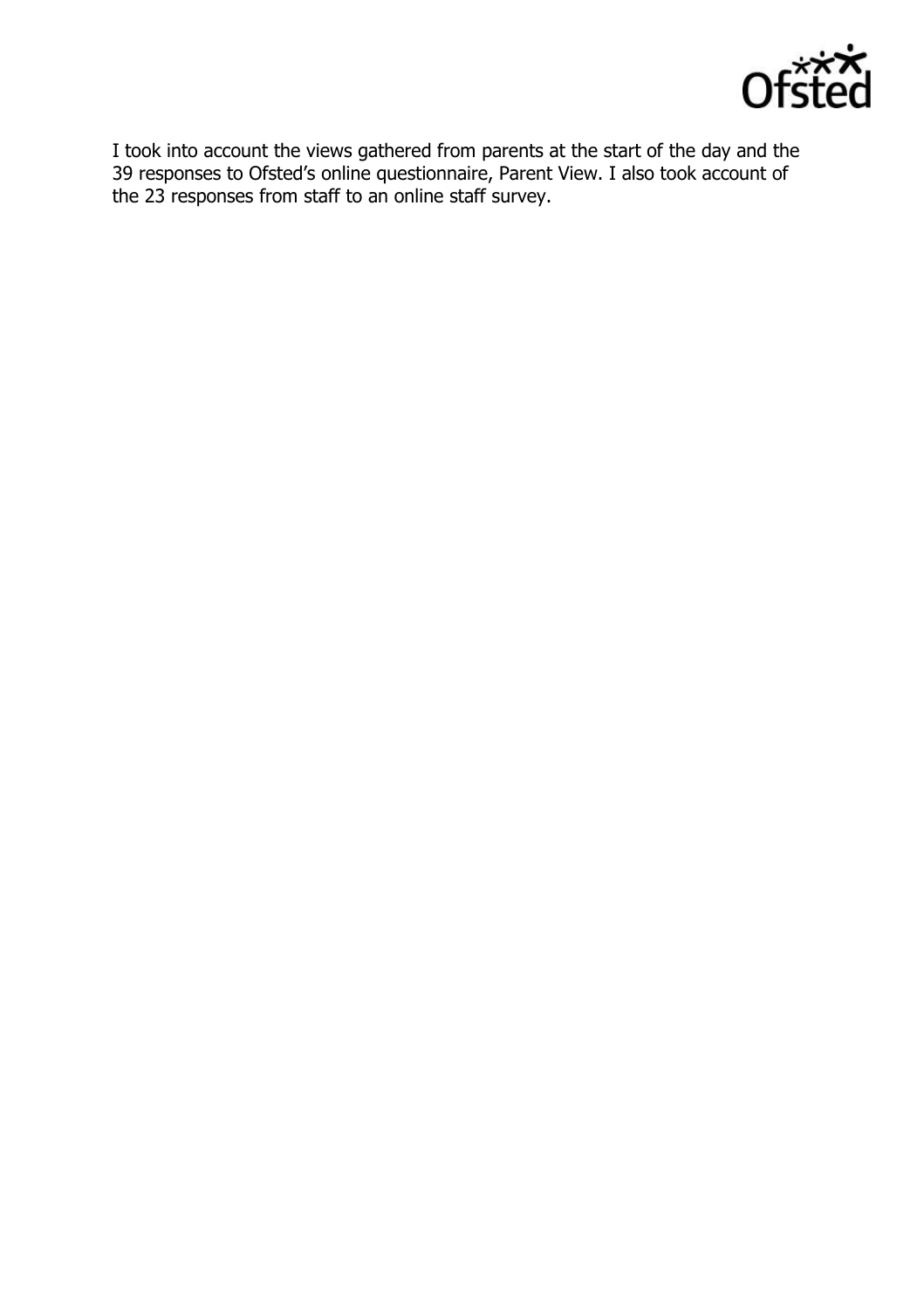I took into account the views gathered from parents at the start of the day and the 39 responses to Ofsted's online questionnaire, Parent View. I also took account of the 23 responses from staff to an online staff survey.